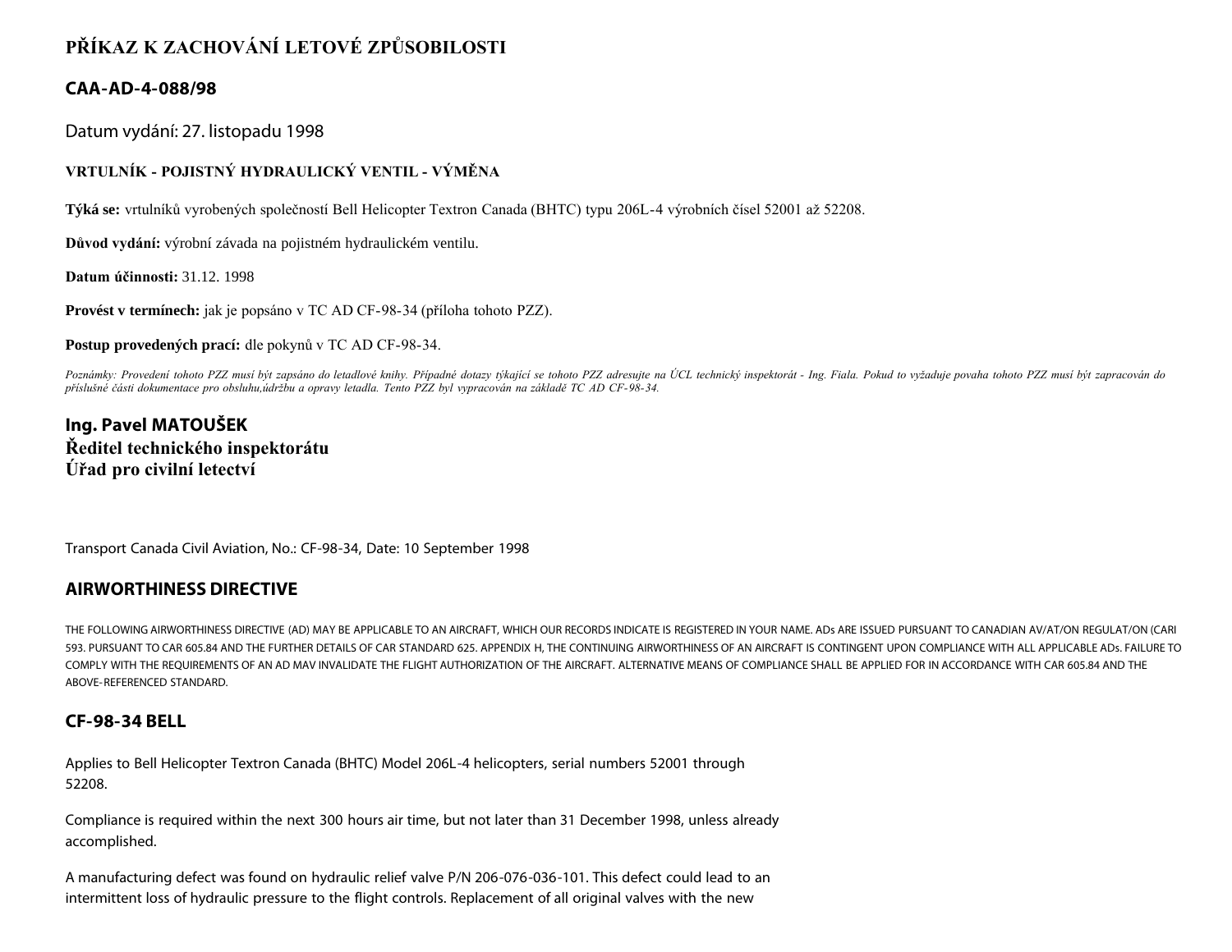# PŘÍKAZ K ZACHOVÁNÍ LETOVÉ ZPŮSOBILOSTI

## CAA-AD-4-088/98

Datum vydání: 27. listopadu 1998

### VRTULNÍK - POJISTNÝ HYDRAULICKÝ VENTIL - VÝMĚNA

**Týká se:** vrtulníků vyrobených společností Bell Helicopter Textron Canada (BHTC) typu 206L-4 výrobních čísel 52001 až 52208.

**Důvod vydání:** výrobní závada na pojistném hydraulickém ventilu.

**Datum účinnosti:** 31.12. 1998

**Provést v termínech:** jak je popsáno v TC AD CF-98-34 (příloha tohoto PZZ).

**Postup provedených prací:** dle pokynů v TC AD CF-98-34.

*Poznámky: Provedení tohoto PZZ musí být zapsáno do letadlové knihy. Případné dotazy týkající se tohoto PZZ adresujte na ÚCL technický inspektorát - Ing. Fiala. Pokud to vyžaduje povaha tohoto PZZ musí být zapracován do příslušné části dokumentace pro obsluhu,údržbu a opravy letadla. Tento PZZ byl vypracován na základě TC AD CF-98-34.*

**Ing. Pavel MATOUŠEK**
**Ředitel technického inspektorátu**
**Úřad pro civilní letectví**

Transport Canada Civil Aviation, No.: CF-98-34, Date: 10 September 1998

## AIRWORTHINESS DIRECTIVE

THE FOLLOWING AIRWORTHINESS DIRECTIVE (AD) MAY BE APPLICABLE TO AN AIRCRAFT, WHICH OUR RECORDS INDICATE IS REGISTERED IN YOUR NAME. ADs ARE ISSUED PURSUANT TO CANADIAN AV/AT/ON REGULAT/ON (CARI 593. PURSUANT TO CAR 605.84 AND THE FURTHER DETAILS OF CAR STANDARD 625. APPENDIX H, THE CONTINUING AIRWORTHINESS OF AN AIRCRAFT IS CONTINGENT UPON COMPLIANCE WITH ALL APPLICABLE ADs. FAILURE TO COMPLY WITH THE REQUIREMENTS OF AN AD MAV INVALIDATE THE FLIGHT AUTHORIZATION OF THE AIRCRAFT. ALTERNATIVE MEANS OF COMPLIANCE SHALL BE APPLIED FOR IN ACCORDANCE WITH CAR 605.84 AND THE ABOVE-REFERENCED STANDARD.

## CF-98-34 BELL

Applies to Bell Helicopter Textron Canada (BHTC) Model 206L-4 helicopters, serial numbers 52001 through 52208.

Compliance is required within the next 300 hours air time, but not later than 31 December 1998, unless already accomplished.

A manufacturing defect was found on hydraulic relief valve P/N 206-076-036-101. This defect could lead to an intermittent loss of hydraulic pressure to the flight controls. Replacement of all original valves with the new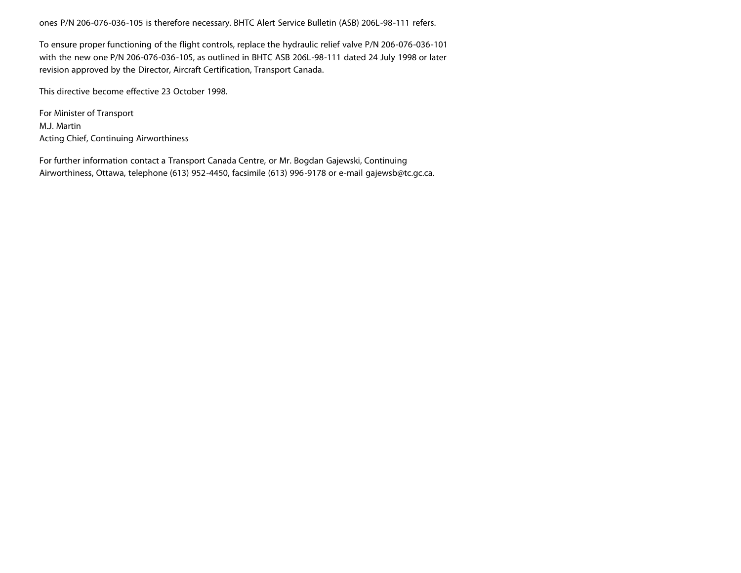ones P/N 206-076-036-105 is therefore necessary. BHTC Alert Service Bulletin (ASB) 206L-98-111 refers.

To ensure proper functioning of the flight controls, replace the hydraulic relief valve P/N 206-076-036-101 with the new one P/N 206-076-036-105, as outlined in BHTC ASB 206L-98-111 dated 24 July 1998 or later revision approved by the Director, Aircraft Certification, Transport Canada.

This directive become effective 23 October 1998.

For Minister of Transport
M.J. Martin
Acting Chief, Continuing Airworthiness

For further information contact a Transport Canada Centre, or Mr. Bogdan Gajewski, Continuing Airworthiness, Ottawa, telephone (613) 952-4450, facsimile (613) 996-9178 or e-mail gajewsb@tc.gc.ca.